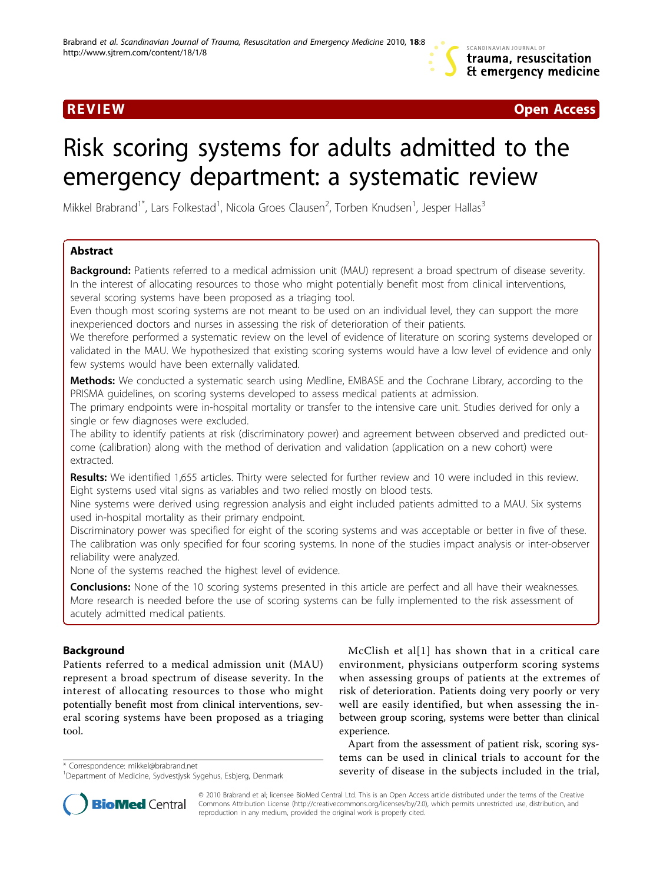REVIEW Open Access

# Risk scoring systems for adults admitted to the emergency department: a systematic review

Mikkel Brabrand[1*], Lars Folkestad[1], Nicola Groes Clausen[2], Torben Knudsen[1], Jesper Hallas[3]

## Abstract

**Background:** Patients referred to a medical admission unit (MAU) represent a broad spectrum of disease severity. In the interest of allocating resources to those who might potentially benefit most from clinical interventions, several scoring systems have been proposed as a triaging tool.

Even though most scoring systems are not meant to be used on an individual level, they can support the more inexperienced doctors and nurses in assessing the risk of deterioration of their patients.

We therefore performed a systematic review on the level of evidence of literature on scoring systems developed or validated in the MAU. We hypothesized that existing scoring systems would have a low level of evidence and only few systems would have been externally validated.

**Methods:** We conducted a systematic search using Medline, EMBASE and the Cochrane Library, according to the PRISMA guidelines, on scoring systems developed to assess medical patients at admission.

The primary endpoints were in-hospital mortality or transfer to the intensive care unit. Studies derived for only a single or few diagnoses were excluded.

The ability to identify patients at risk (discriminatory power) and agreement between observed and predicted outcome (calibration) along with the method of derivation and validation (application on a new cohort) were extracted.

**Results:** We identified 1,655 articles. Thirty were selected for further review and 10 were included in this review. Eight systems used vital signs as variables and two relied mostly on blood tests.

Nine systems were derived using regression analysis and eight included patients admitted to a MAU. Six systems used in-hospital mortality as their primary endpoint.

Discriminatory power was specified for eight of the scoring systems and was acceptable or better in five of these. The calibration was only specified for four scoring systems. In none of the studies impact analysis or inter-observer reliability were analyzed.

None of the systems reached the highest level of evidence.

**Conclusions:** None of the 10 scoring systems presented in this article are perfect and all have their weaknesses. More research is needed before the use of scoring systems can be fully implemented to the risk assessment of acutely admitted medical patients.

## Background

Patients referred to a medical admission unit (MAU) represent a broad spectrum of disease severity. In the interest of allocating resources to those who might potentially benefit most from clinical interventions, several scoring systems have been proposed as a triaging tool.

McClish et al[1] has shown that in a critical care environment, physicians outperform scoring systems when assessing groups of patients at the extremes of risk of deterioration. Patients doing very poorly or very well are easily identified, but when assessing the in-between group scoring, systems were better than clinical experience.

Apart from the assessment of patient risk, scoring systems can be used in clinical trials to account for the severity of disease in the subjects included in the trial,

\* Correspondence: mikkel@brabrand.net
[1]Department of Medicine, Sydvestjysk Sygehus, Esbjerg, Denmark

© 2010 Brabrand et al; licensee BioMed Central Ltd. This is an Open Access article distributed under the terms of the Creative Commons Attribution License (http://creativecommons.org/licenses/by/2.0), which permits unrestricted use, distribution, and reproduction in any medium, provided the original work is properly cited.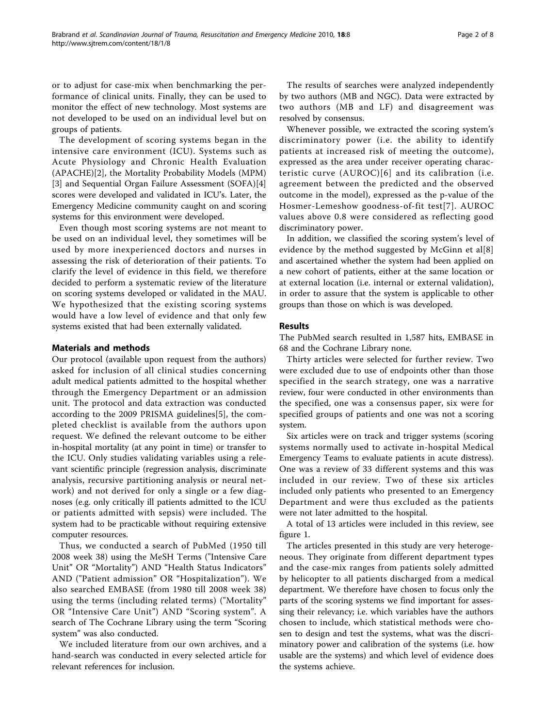or to adjust for case-mix when benchmarking the performance of clinical units. Finally, they can be used to monitor the effect of new technology. Most systems are not developed to be used on an individual level but on groups of patients.

The development of scoring systems began in the intensive care environment (ICU). Systems such as Acute Physiology and Chronic Health Evaluation (APACHE)[2], the Mortality Probability Models (MPM)[3] and Sequential Organ Failure Assessment (SOFA)[4] scores were developed and validated in ICU's. Later, the Emergency Medicine community caught on and scoring systems for this environment were developed.

Even though most scoring systems are not meant to be used on an individual level, they sometimes will be used by more inexperienced doctors and nurses in assessing the risk of deterioration of their patients. To clarify the level of evidence in this field, we therefore decided to perform a systematic review of the literature on scoring systems developed or validated in the MAU. We hypothesized that the existing scoring systems would have a low level of evidence and that only few systems existed that had been externally validated.

## Materials and methods

Our protocol (available upon request from the authors) asked for inclusion of all clinical studies concerning adult medical patients admitted to the hospital whether through the Emergency Department or an admission unit. The protocol and data extraction was conducted according to the 2009 PRISMA guidelines[5], the completed checklist is available from the authors upon request. We defined the relevant outcome to be either in-hospital mortality (at any point in time) or transfer to the ICU. Only studies validating variables using a relevant scientific principle (regression analysis, discriminate analysis, recursive partitioning analysis or neural network) and not derived for only a single or a few diagnoses (e.g. only critically ill patients admitted to the ICU or patients admitted with sepsis) were included. The system had to be practicable without requiring extensive computer resources.

Thus, we conducted a search of PubMed (1950 till 2008 week 38) using the MeSH Terms ("Intensive Care Unit" OR "Mortality") AND "Health Status Indicators" AND ("Patient admission" OR "Hospitalization"). We also searched EMBASE (from 1980 till 2008 week 38) using the terms (including related terms) ("Mortality" OR "Intensive Care Unit") AND "Scoring system". A search of The Cochrane Library using the term "Scoring system" was also conducted.

We included literature from our own archives, and a hand-search was conducted in every selected article for relevant references for inclusion.

The results of searches were analyzed independently by two authors (MB and NGC). Data were extracted by two authors (MB and LF) and disagreement was resolved by consensus.

Whenever possible, we extracted the scoring system's discriminatory power (i.e. the ability to identify patients at increased risk of meeting the outcome), expressed as the area under receiver operating characteristic curve (AUROC)[6] and its calibration (i.e. agreement between the predicted and the observed outcome in the model), expressed as the p-value of the Hosmer-Lemeshow goodness-of-fit test[7]. AUROC values above 0.8 were considered as reflecting good discriminatory power.

In addition, we classified the scoring system's level of evidence by the method suggested by McGinn et al[8] and ascertained whether the system had been applied on a new cohort of patients, either at the same location or at external location (i.e. internal or external validation), in order to assure that the system is applicable to other groups than those on which is was developed.

## Results

The PubMed search resulted in 1,587 hits, EMBASE in 68 and the Cochrane Library none.

Thirty articles were selected for further review. Two were excluded due to use of endpoints other than those specified in the search strategy, one was a narrative review, four were conducted in other environments than the specified, one was a consensus paper, six were for specified groups of patients and one was not a scoring system.

Six articles were on track and trigger systems (scoring systems normally used to activate in-hospital Medical Emergency Teams to evaluate patients in acute distress). One was a review of 33 different systems and this was included in our review. Two of these six articles included only patients who presented to an Emergency Department and were thus excluded as the patients were not later admitted to the hospital.

A total of 13 articles were included in this review, see figure 1.

The articles presented in this study are very heterogeneous. They originate from different department types and the case-mix ranges from patients solely admitted by helicopter to all patients discharged from a medical department. We therefore have chosen to focus only the parts of the scoring systems we find important for assessing their relevancy; i.e. which variables have the authors chosen to include, which statistical methods were chosen to design and test the systems, what was the discriminatory power and calibration of the systems (i.e. how usable are the systems) and which level of evidence does the systems achieve.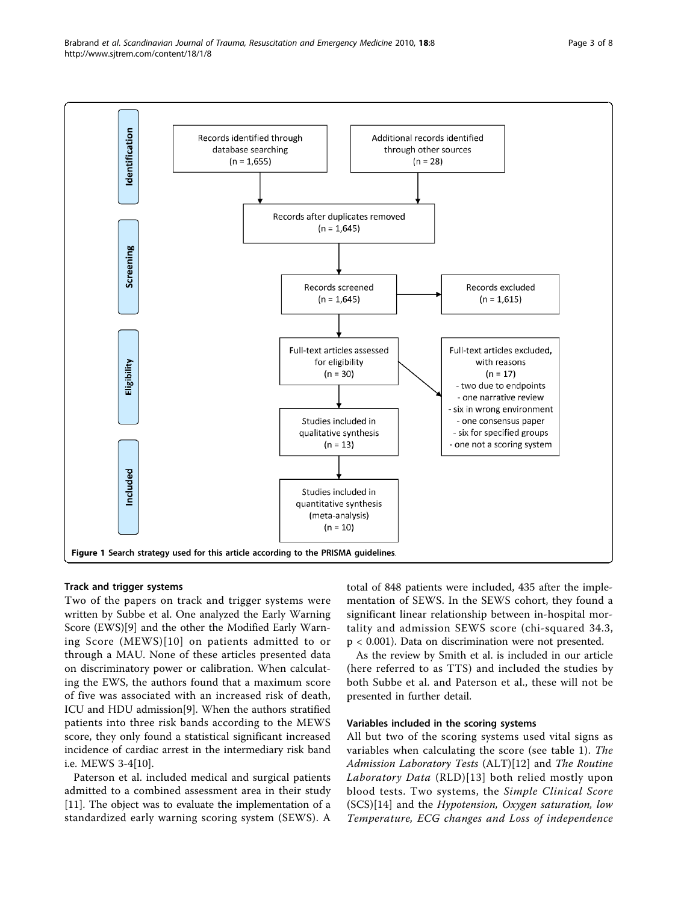**Identification**

- Records identified through database searching (n = 1,655)
- Additional records identified through other sources (n = 28)

**Screening**

- Records after duplicates removed (n = 1,645)
- Records screened (n = 1,645)
- Records excluded (n = 1,615)

**Eligibility**

- Full-text articles assessed for eligibility (n = 30)
- Full-text articles excluded, with reasons (n = 17)
  - two due to endpoints
  - one narrative review
  - six in wrong environment
  - one consensus paper
  - six for specified groups
  - one not a scoring system

**Included**

- Studies included in qualitative synthesis (n = 13)
- Studies included in quantitative synthesis (meta-analysis) (n = 10)

**Figure 1 Search strategy used for this article according to the PRISMA guidelines**.

### Track and trigger systems

Two of the papers on track and trigger systems were written by Subbe et al. One analyzed the Early Warning Score (EWS)[9] and the other the Modified Early Warning Score (MEWS)[10] on patients admitted to or through a MAU. None of these articles presented data on discriminatory power or calibration. When calculating the EWS, the authors found that a maximum score of five was associated with an increased risk of death, ICU and HDU admission[9]. When the authors stratified patients into three risk bands according to the MEWS score, they only found a statistical significant increased incidence of cardiac arrest in the intermediary risk band i.e. MEWS 3-4[10].

Paterson et al. included medical and surgical patients admitted to a combined assessment area in their study [11]. The object was to evaluate the implementation of a standardized early warning scoring system (SEWS). A total of 848 patients were included, 435 after the implementation of SEWS. In the SEWS cohort, they found a significant linear relationship between in-hospital mortality and admission SEWS score (chi-squared 34.3, $p < 0.001$). Data on discrimination were not presented.

As the review by Smith et al. is included in our article (here referred to as TTS) and included the studies by both Subbe et al. and Paterson et al., these will not be presented in further detail.

### Variables included in the scoring systems

All but two of the scoring systems used vital signs as variables when calculating the score (see table 1). *The Admission Laboratory Tests* (ALT)[12] and *The Routine Laboratory Data* (RLD)[13] both relied mostly upon blood tests. Two systems, the *Simple Clinical Score* (SCS)[14] and the *Hypotension, Oxygen saturation, low Temperature, ECG changes and Loss of independence*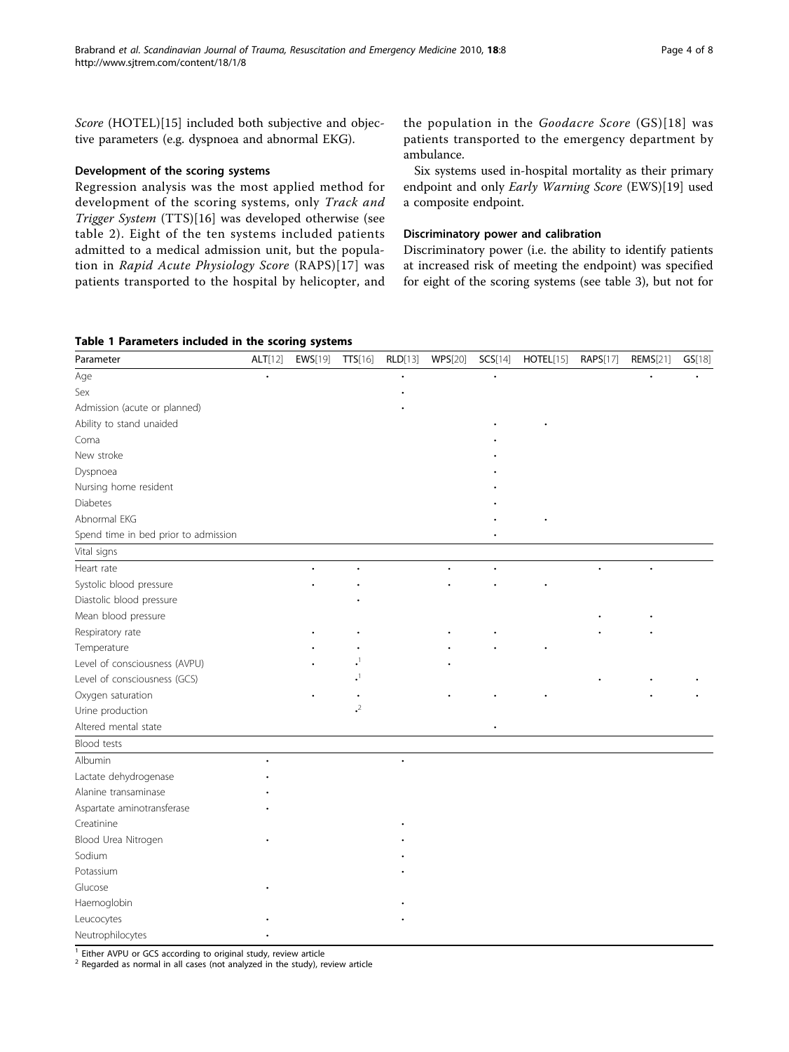*Score* (HOTEL)[15] included both subjective and objective parameters (e.g. dyspnoea and abnormal EKG).

### Development of the scoring systems

Regression analysis was the most applied method for development of the scoring systems, only *Track and Trigger System* (TTS)[16] was developed otherwise (see table 2). Eight of the ten systems included patients admitted to a medical admission unit, but the population in *Rapid Acute Physiology Score* (RAPS)[17] was patients transported to the hospital by helicopter, and the population in the *Goodacre Score* (GS)[18] was patients transported to the emergency department by ambulance.

Six systems used in-hospital mortality as their primary endpoint and only *Early Warning Score* (EWS)[19] used a composite endpoint.

### Discriminatory power and calibration

Discriminatory power (i.e. the ability to identify patients at increased risk of meeting the endpoint) was specified for eight of the scoring systems (see table 3), but not for

**Table 1 Parameters included in the scoring systems**

| Parameter | ALT[12] | EWS[19] | TTS[16] | RLD[13] | WPS[20] | SCS[14] | HOTEL[15] | RAPS[17] | REMS[21] | GS[18] |
|---|---|---|---|---|---|---|---|---|---|---|
| Age | • | | | • | | • | | | • | • |
| Sex | | | | • | | | | | | |
| Admission (acute or planned) | | | | • | | | | | | |
| Ability to stand unaided | | | | | | • | • | | | |
| Coma | | | | | | • | | | | |
| New stroke | | | | | | • | | | | |
| Dyspnoea | | | | | | • | | | | |
| Nursing home resident | | | | | | • | | | | |
| Diabetes | | | | | | • | | | | |
| Abnormal EKG | | | | | | • | • | | | |
| Spend time in bed prior to admission | | | | | | • | | | | |
| **Vital signs** | | | | | | | | | | |
| Heart rate | | • | • | | • | • | | • | • | |
| Systolic blood pressure | | • | • | | • | • | • | | | |
| Diastolic blood pressure | | | • | | | | | | | |
| Mean blood pressure | | | | | | | | • | • | |
| Respiratory rate | | • | • | | • | • | | • | • | |
| Temperature | | • | • | | • | • | • | | | |
| Level of consciousness (AVPU) | | • | •[1] | | • | | | | | |
| Level of consciousness (GCS) | | | •[1] | | | | | • | • | • |
| Oxygen saturation | | • | • | | • | • | • | | • | • |
| Urine production | | | •[2] | | | | | | | |
| Altered mental state | | | | | | • | | | | |
| **Blood tests** | | | | | | | | | | |
| Albumin | • | | | • | | | | | | |
| Lactate dehydrogenase | • | | | | | | | | | |
| Alanine transaminase | • | | | | | | | | | |
| Aspartate aminotransferase | • | | | | | | | | | |
| Creatinine | | | | • | | | | | | |
| Blood Urea Nitrogen | • | | | • | | | | | | |
| Sodium | | | | • | | | | | | |
| Potassium | | | | • | | | | | | |
| Glucose | • | | | | | | | | | |
| Haemoglobin | | | | • | | | | | | |
| Leucocytes | • | | | • | | | | | | |
| Neutrophilocytes | • | | | | | | | | | |

[1] Either AVPU or GCS according to original study, review article
[2] Regarded as normal in all cases (not analyzed in the study), review article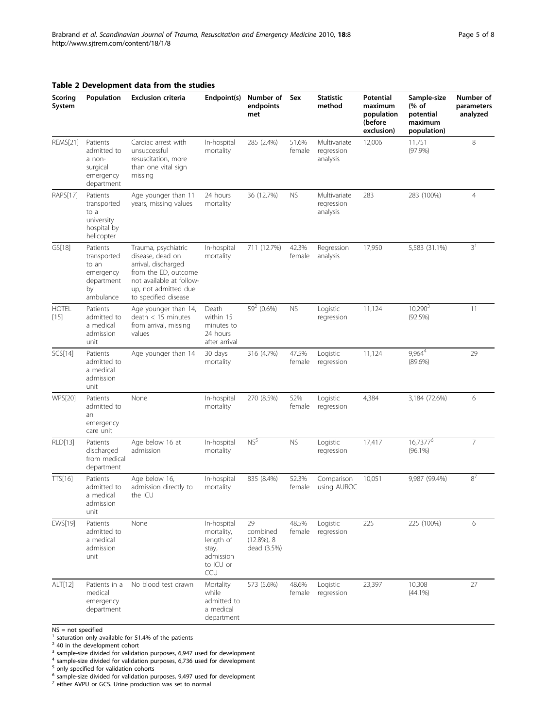**Table 2 Development data from the studies**

| Scoring System | Population | Exclusion criteria | Endpoint(s) | Number of endpoints met | Sex | Statistic method | Potential maximum population (before exclusion) | Sample-size (% of potential maximum population) | Number of parameters analyzed |
|---|---|---|---|---|---|---|---|---|---|
| REMS[21] | Patients admitted to a non-surgical emergency department | Cardiac arrest with unsuccessful resuscitation, more than one vital sign missing | In-hospital mortality | 285 (2.4%) | 51.6% female | Multivariate regression analysis | 12,006 | 11,751 (97.9%) | 8 |
| RAPS[17] | Patients transported to a university hospital by helicopter | Age younger than 11 years, missing values | 24 hours mortality | 36 (12.7%) | NS | Multivariate regression analysis | 283 | 283 (100%) | 4 |
| GS[18] | Patients transported to an emergency department by ambulance | Trauma, psychiatric disease, dead on arrival, discharged from the ED, outcome not available at follow-up, not admitted due to specified disease | In-hospital mortality | 711 (12.7%) | 42.3% female | Regression analysis | 17,950 | 5,583 (31.1%) | 3[1] |
| HOTEL [15] | Patients admitted to a medical admission unit | Age younger than 14, death < 15 minutes from arrival, missing values | Death within 15 minutes to 24 hours after arrival | 59[2] (0.6%) | NS | Logistic regression | 11,124 | 10,290[3] (92.5%) | 11 |
| SCS[14] | Patients admitted to a medical admission unit | Age younger than 14 | 30 days mortality | 316 (4.7%) | 47.5% female | Logistic regression | 11,124 | 9,964[4] (89.6%) | 29 |
| WPS[20] | Patients admitted to an emergency care unit | None | In-hospital mortality | 270 (8.5%) | 52% female | Logistic regression | 4,384 | 3,184 (72.6%) | 6 |
| RLD[13] | Patients discharged from medical department | Age below 16 at admission | In-hospital mortality | NS[5] | NS | Logistic regression | 17,417 | 16,7377[6] (96.1%) | 7 |
| TTS[16] | Patients admitted to a medical admission unit | Age below 16, admission directly to the ICU | In-hospital mortality | 835 (8.4%) | 52.3% female | Comparison using AUROC | 10,051 | 9,987 (99.4%) | 8[7] |
| EWS[19] | Patients admitted to a medical admission unit | None | In-hospital mortality, length of stay, admission to ICU or CCU | 29 combined (12.8%), 8 dead (3.5%) | 48.5% female | Logistic regression | 225 | 225 (100%) | 6 |
| ALT[12] | Patients in a medical emergency department | No blood test drawn | Mortality while admitted to a medical department | 573 (5.6%) | 48.6% female | Logistic regression | 23,397 | 10,308 (44.1%) | 27 |

NS = not specified

[1] saturation only available for 51.4% of the patients

[2] 40 in the development cohort

[3] sample-size divided for validation purposes, 6,947 used for development

[4] sample-size divided for validation purposes, 6,736 used for development

[5] only specified for validation cohorts

[6] sample-size divided for validation purposes, 9,497 used for development

[7] either AVPU or GCS. Urine production was set to normal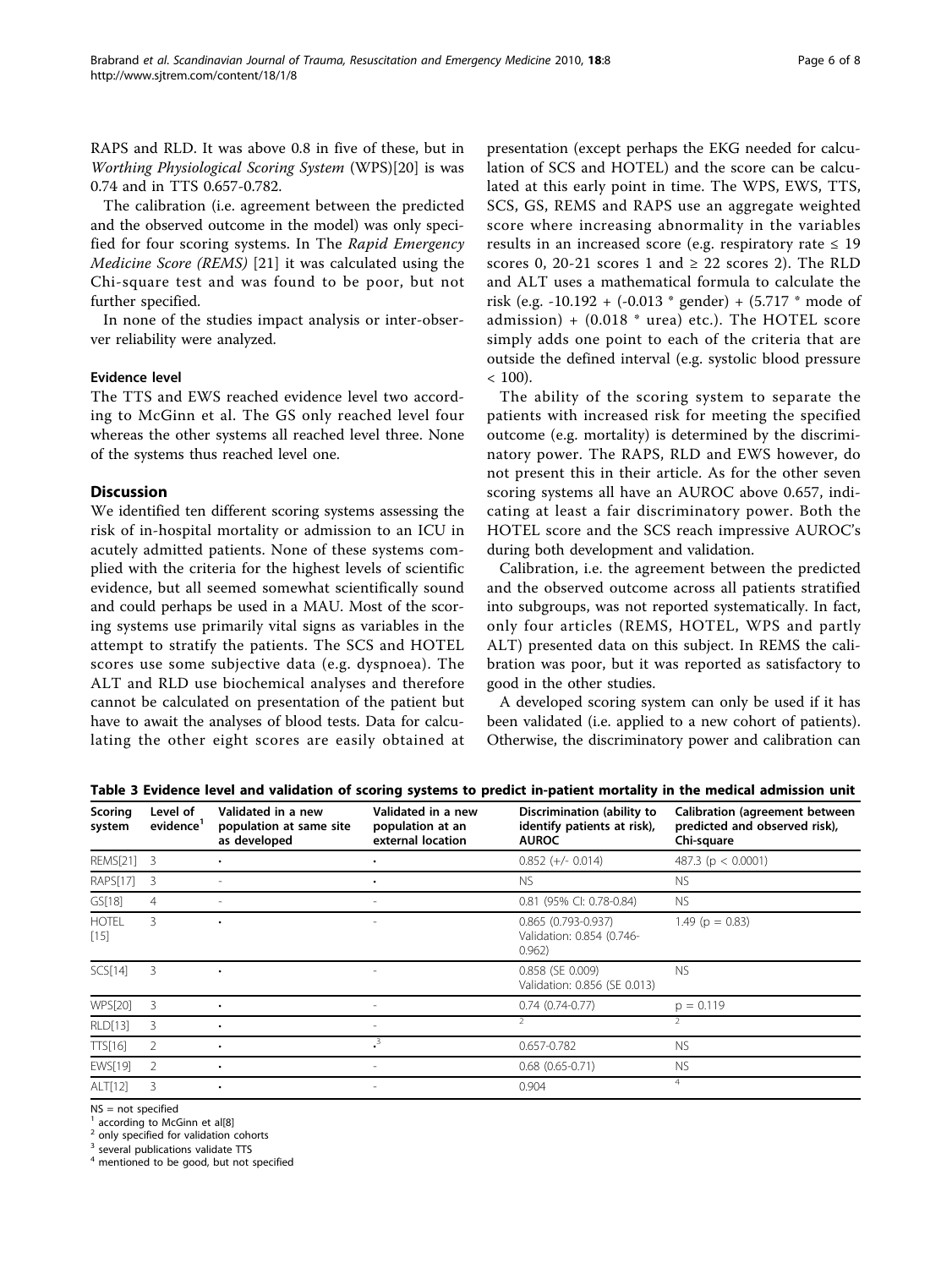RAPS and RLD. It was above 0.8 in five of these, but in *Worthing Physiological Scoring System* (WPS)[20] is was 0.74 and in TTS 0.657-0.782.

The calibration (i.e. agreement between the predicted and the observed outcome in the model) was only specified for four scoring systems. In The *Rapid Emergency Medicine Score (REMS)* [21] it was calculated using the Chi-square test and was found to be poor, but not further specified.

In none of the studies impact analysis or inter-observer reliability were analyzed.

### Evidence level

The TTS and EWS reached evidence level two according to McGinn et al. The GS only reached level four whereas the other systems all reached level three. None of the systems thus reached level one.

## Discussion

We identified ten different scoring systems assessing the risk of in-hospital mortality or admission to an ICU in acutely admitted patients. None of these systems complied with the criteria for the highest levels of scientific evidence, but all seemed somewhat scientifically sound and could perhaps be used in a MAU. Most of the scoring systems use primarily vital signs as variables in the attempt to stratify the patients. The SCS and HOTEL scores use some subjective data (e.g. dyspnoea). The ALT and RLD use biochemical analyses and therefore cannot be calculated on presentation of the patient but have to await the analyses of blood tests. Data for calculating the other eight scores are easily obtained at presentation (except perhaps the EKG needed for calculation of SCS and HOTEL) and the score can be calculated at this early point in time. The WPS, EWS, TTS, SCS, GS, REMS and RAPS use an aggregate weighted score where increasing abnormality in the variables results in an increased score (e.g. respiratory rate ≤ 19 scores 0, 20-21 scores 1 and ≥ 22 scores 2). The RLD and ALT uses a mathematical formula to calculate the risk (e.g. -10.192 + (-0.013 * gender) + (5.717 * mode of admission) + (0.018 * urea) etc.). The HOTEL score simply adds one point to each of the criteria that are outside the defined interval (e.g. systolic blood pressure < 100).

The ability of the scoring system to separate the patients with increased risk for meeting the specified outcome (e.g. mortality) is determined by the discriminatory power. The RAPS, RLD and EWS however, do not present this in their article. As for the other seven scoring systems all have an AUROC above 0.657, indicating at least a fair discriminatory power. Both the HOTEL score and the SCS reach impressive AUROC's during both development and validation.

Calibration, i.e. the agreement between the predicted and the observed outcome across all patients stratified into subgroups, was not reported systematically. In fact, only four articles (REMS, HOTEL, WPS and partly ALT) presented data on this subject. In REMS the calibration was poor, but it was reported as satisfactory to good in the other studies.

A developed scoring system can only be used if it has been validated (i.e. applied to a new cohort of patients). Otherwise, the discriminatory power and calibration can

**Table 3 Evidence level and validation of scoring systems to predict in-patient mortality in the medical admission unit**

| Scoring system | Level of evidence[1] | Validated in a new population at same site as developed | Validated in a new population at an external location | Discrimination (ability to identify patients at risk), AUROC | Calibration (agreement between predicted and observed risk), Chi-square |
|---|---|---|---|---|---|
| REMS[21] | 3 | • | • | 0.852 (+/- 0.014) | 487.3 (p < 0.0001) |
| RAPS[17] | 3 | - | • | NS | NS |
| GS[18] | 4 | - | - | 0.81 (95% CI: 0.78-0.84) | NS |
| HOTEL [15] | 3 | • | - | 0.865 (0.793-0.937) Validation: 0.854 (0.746-0.962) | 1.49 (p = 0.83) |
| SCS[14] | 3 | • | - | 0.858 (SE 0.009) Validation: 0.856 (SE 0.013) | NS |
| WPS[20] | 3 | • | - | 0.74 (0.74-0.77) | p = 0.119 |
| RLD[13] | 3 | • | - | [2] | [2] |
| TTS[16] | 2 | • | •[3] | 0.657-0.782 | NS |
| EWS[19] | 2 | • | - | 0.68 (0.65-0.71) | NS |
| ALT[12] | 3 | • | - | 0.904 | [4] |

NS = not specified
[1] according to McGinn et al[8]
[2] only specified for validation cohorts
[3] several publications validate TTS
[4] mentioned to be good, but not specified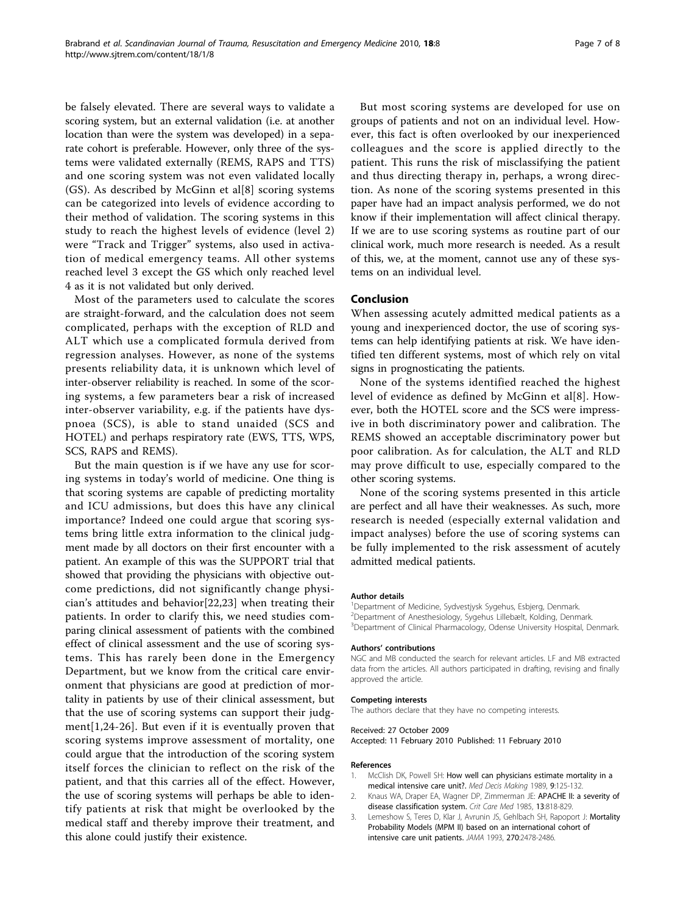be falsely elevated. There are several ways to validate a scoring system, but an external validation (i.e. at another location than were the system was developed) in a separate cohort is preferable. However, only three of the systems were validated externally (REMS, RAPS and TTS) and one scoring system was not even validated locally (GS). As described by McGinn et al[8] scoring systems can be categorized into levels of evidence according to their method of validation. The scoring systems in this study to reach the highest levels of evidence (level 2) were "Track and Trigger" systems, also used in activation of medical emergency teams. All other systems reached level 3 except the GS which only reached level 4 as it is not validated but only derived.

Most of the parameters used to calculate the scores are straight-forward, and the calculation does not seem complicated, perhaps with the exception of RLD and ALT which use a complicated formula derived from regression analyses. However, as none of the systems presents reliability data, it is unknown which level of inter-observer reliability is reached. In some of the scoring systems, a few parameters bear a risk of increased inter-observer variability, e.g. if the patients have dyspnoea (SCS), is able to stand unaided (SCS and HOTEL) and perhaps respiratory rate (EWS, TTS, WPS, SCS, RAPS and REMS).

But the main question is if we have any use for scoring systems in today's world of medicine. One thing is that scoring systems are capable of predicting mortality and ICU admissions, but does this have any clinical importance? Indeed one could argue that scoring systems bring little extra information to the clinical judgment made by all doctors on their first encounter with a patient. An example of this was the SUPPORT trial that showed that providing the physicians with objective outcome predictions, did not significantly change physician's attitudes and behavior[22,23] when treating their patients. In order to clarify this, we need studies comparing clinical assessment of patients with the combined effect of clinical assessment and the use of scoring systems. This has rarely been done in the Emergency Department, but we know from the critical care environment that physicians are good at prediction of mortality in patients by use of their clinical assessment, but that the use of scoring systems can support their judgment[1,24-26]. But even if it is eventually proven that scoring systems improve assessment of mortality, one could argue that the introduction of the scoring system itself forces the clinician to reflect on the risk of the patient, and that this carries all of the effect. However, the use of scoring systems will perhaps be able to identify patients at risk that might be overlooked by the medical staff and thereby improve their treatment, and this alone could justify their existence.

But most scoring systems are developed for use on groups of patients and not on an individual level. However, this fact is often overlooked by our inexperienced colleagues and the score is applied directly to the patient. This runs the risk of misclassifying the patient and thus directing therapy in, perhaps, a wrong direction. As none of the scoring systems presented in this paper have had an impact analysis performed, we do not know if their implementation will affect clinical therapy. If we are to use scoring systems as routine part of our clinical work, much more research is needed. As a result of this, we, at the moment, cannot use any of these systems on an individual level.

## Conclusion

When assessing acutely admitted medical patients as a young and inexperienced doctor, the use of scoring systems can help identifying patients at risk. We have identified ten different systems, most of which rely on vital signs in prognosticating the patients.

None of the systems identified reached the highest level of evidence as defined by McGinn et al[8]. However, both the HOTEL score and the SCS were impressive in both discriminatory power and calibration. The REMS showed an acceptable discriminatory power but poor calibration. As for calculation, the ALT and RLD may prove difficult to use, especially compared to the other scoring systems.

None of the scoring systems presented in this article are perfect and all have their weaknesses. As such, more research is needed (especially external validation and impact analyses) before the use of scoring systems can be fully implemented to the risk assessment of acutely admitted medical patients.

#### Author details

[1]Department of Medicine, Sydvestjysk Sygehus, Esbjerg, Denmark.
[2]Department of Anesthesiology, Sygehus Lillebælt, Kolding, Denmark.
[3]Department of Clinical Pharmacology, Odense University Hospital, Denmark.

#### Authors' contributions

NGC and MB conducted the search for relevant articles. LF and MB extracted data from the articles. All authors participated in drafting, revising and finally approved the article.

#### Competing interests

The authors declare that they have no competing interests.

Received: 27 October 2009
Accepted: 11 February 2010 Published: 11 February 2010

#### References

1. McClish DK, Powell SH: **How well can physicians estimate mortality in a medical intensive care unit?.** *Med Decis Making* 1989, **9**:125-132.
2. Knaus WA, Draper EA, Wagner DP, Zimmerman JE: **APACHE II: a severity of disease classification system.** *Crit Care Med* 1985, **13**:818-829.
3. Lemeshow S, Teres D, Klar J, Avrunin JS, Gehlbach SH, Rapoport J: **Mortality Probability Models (MPM II) based on an international cohort of intensive care unit patients.** *JAMA* 1993, **270**:2478-2486.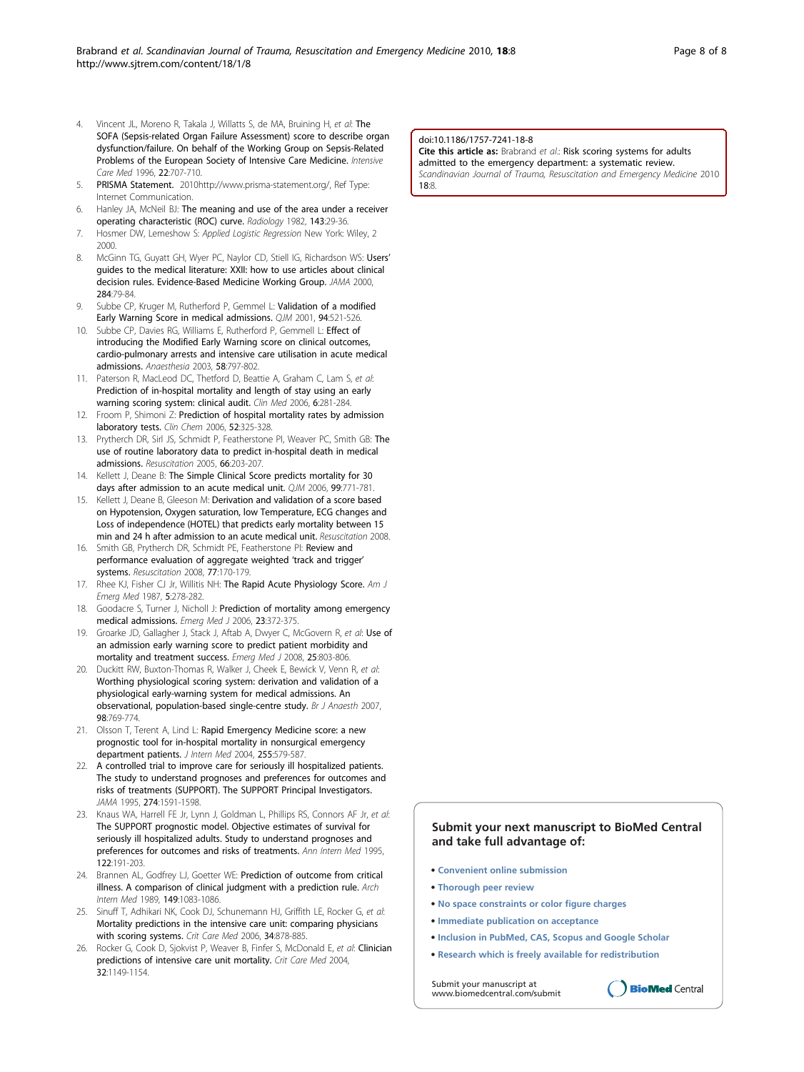4. Vincent JL, Moreno R, Takala J, Willatts S, de MA, Bruining H, *et al*: **The SOFA (Sepsis-related Organ Failure Assessment) score to describe organ dysfunction/failure. On behalf of the Working Group on Sepsis-Related Problems of the European Society of Intensive Care Medicine.** *Intensive Care Med* 1996, **22**:707-710.
5. **PRISMA Statement.** 2010http://www.prisma-statement.org/, Ref Type: Internet Communication.
6. Hanley JA, McNeil BJ: **The meaning and use of the area under a receiver operating characteristic (ROC) curve.** *Radiology* 1982, **143**:29-36.
7. Hosmer DW, Lemeshow S: *Applied Logistic Regression* New York: Wiley, 2 2000.
8. McGinn TG, Guyatt GH, Wyer PC, Naylor CD, Stiell IG, Richardson WS: **Users' guides to the medical literature: XXII: how to use articles about clinical decision rules. Evidence-Based Medicine Working Group.** *JAMA* 2000, **284**:79-84.
9. Subbe CP, Kruger M, Rutherford P, Gemmel L: **Validation of a modified Early Warning Score in medical admissions.** *QJM* 2001, **94**:521-526.
10. Subbe CP, Davies RG, Williams E, Rutherford P, Gemmell L: **Effect of introducing the Modified Early Warning score on clinical outcomes, cardio-pulmonary arrests and intensive care utilisation in acute medical admissions.** *Anaesthesia* 2003, **58**:797-802.
11. Paterson R, MacLeod DC, Thetford D, Beattie A, Graham C, Lam S, *et al*: **Prediction of in-hospital mortality and length of stay using an early warning scoring system: clinical audit.** *Clin Med* 2006, **6**:281-284.
12. Froom P, Shimoni Z: **Prediction of hospital mortality rates by admission laboratory tests.** *Clin Chem* 2006, **52**:325-328.
13. Prytherch DR, Sirl JS, Schmidt P, Featherstone PI, Weaver PC, Smith GB: **The use of routine laboratory data to predict in-hospital death in medical admissions.** *Resuscitation* 2005, **66**:203-207.
14. Kellett J, Deane B: **The Simple Clinical Score predicts mortality for 30 days after admission to an acute medical unit.** *QJM* 2006, **99**:771-781.
15. Kellett J, Deane B, Gleeson M: **Derivation and validation of a score based on Hypotension, Oxygen saturation, low Temperature, ECG changes and Loss of independence (HOTEL) that predicts early mortality between 15 min and 24 h after admission to an acute medical unit.** *Resuscitation* 2008.
16. Smith GB, Prytherch DR, Schmidt PE, Featherstone PI: **Review and performance evaluation of aggregate weighted 'track and trigger' systems.** *Resuscitation* 2008, **77**:170-179.
17. Rhee KJ, Fisher CJ Jr, Willitis NH: **The Rapid Acute Physiology Score.** *Am J Emerg Med* 1987, **5**:278-282.
18. Goodacre S, Turner J, Nicholl J: **Prediction of mortality among emergency medical admissions.** *Emerg Med J* 2006, **23**:372-375.
19. Groarke JD, Gallagher J, Stack J, Aftab A, Dwyer C, McGovern R, *et al*: **Use of an admission early warning score to predict patient morbidity and mortality and treatment success.** *Emerg Med J* 2008, **25**:803-806.
20. Duckitt RW, Buxton-Thomas R, Walker J, Cheek E, Bewick V, Venn R, *et al*: **Worthing physiological scoring system: derivation and validation of a physiological early-warning system for medical admissions. An observational, population-based single-centre study.** *Br J Anaesth* 2007, **98**:769-774.
21. Olsson T, Terent A, Lind L: **Rapid Emergency Medicine score: a new prognostic tool for in-hospital mortality in nonsurgical emergency department patients.** *J Intern Med* 2004, **255**:579-587.
22. **A controlled trial to improve care for seriously ill hospitalized patients. The study to understand prognoses and preferences for outcomes and risks of treatments (SUPPORT). The SUPPORT Principal Investigators.** *JAMA* 1995, **274**:1591-1598.
23. Knaus WA, Harrell FE Jr, Lynn J, Goldman L, Phillips RS, Connors AF Jr, *et al*: **The SUPPORT prognostic model. Objective estimates of survival for seriously ill hospitalized adults. Study to understand prognoses and preferences for outcomes and risks of treatments.** *Ann Intern Med* 1995, **122**:191-203.
24. Brannen AL, Godfrey LJ, Goetter WE: **Prediction of outcome from critical illness. A comparison of clinical judgment with a prediction rule.** *Arch Intern Med* 1989, **149**:1083-1086.
25. Sinuff T, Adhikari NK, Cook DJ, Schunemann HJ, Griffith LE, Rocker G, *et al*: **Mortality predictions in the intensive care unit: comparing physicians with scoring systems.** *Crit Care Med* 2006, **34**:878-885.
26. Rocker G, Cook D, Sjokvist P, Weaver B, Finfer S, McDonald E, *et al*: **Clinician predictions of intensive care unit mortality.** *Crit Care Med* 2004, **32**:1149-1154.

doi:10.1186/1757-7241-18-8

**Cite this article as:** Brabrand *et al.*: Risk scoring systems for adults admitted to the emergency department: a systematic review. *Scandinavian Journal of Trauma, Resuscitation and Emergency Medicine* 2010 **18**:8.

**Submit your next manuscript to BioMed Central and take full advantage of:**

- Convenient online submission
- Thorough peer review
- No space constraints or color figure charges
- Immediate publication on acceptance
- Inclusion in PubMed, CAS, Scopus and Google Scholar
- Research which is freely available for redistribution

Submit your manuscript at www.biomedcentral.com/submit